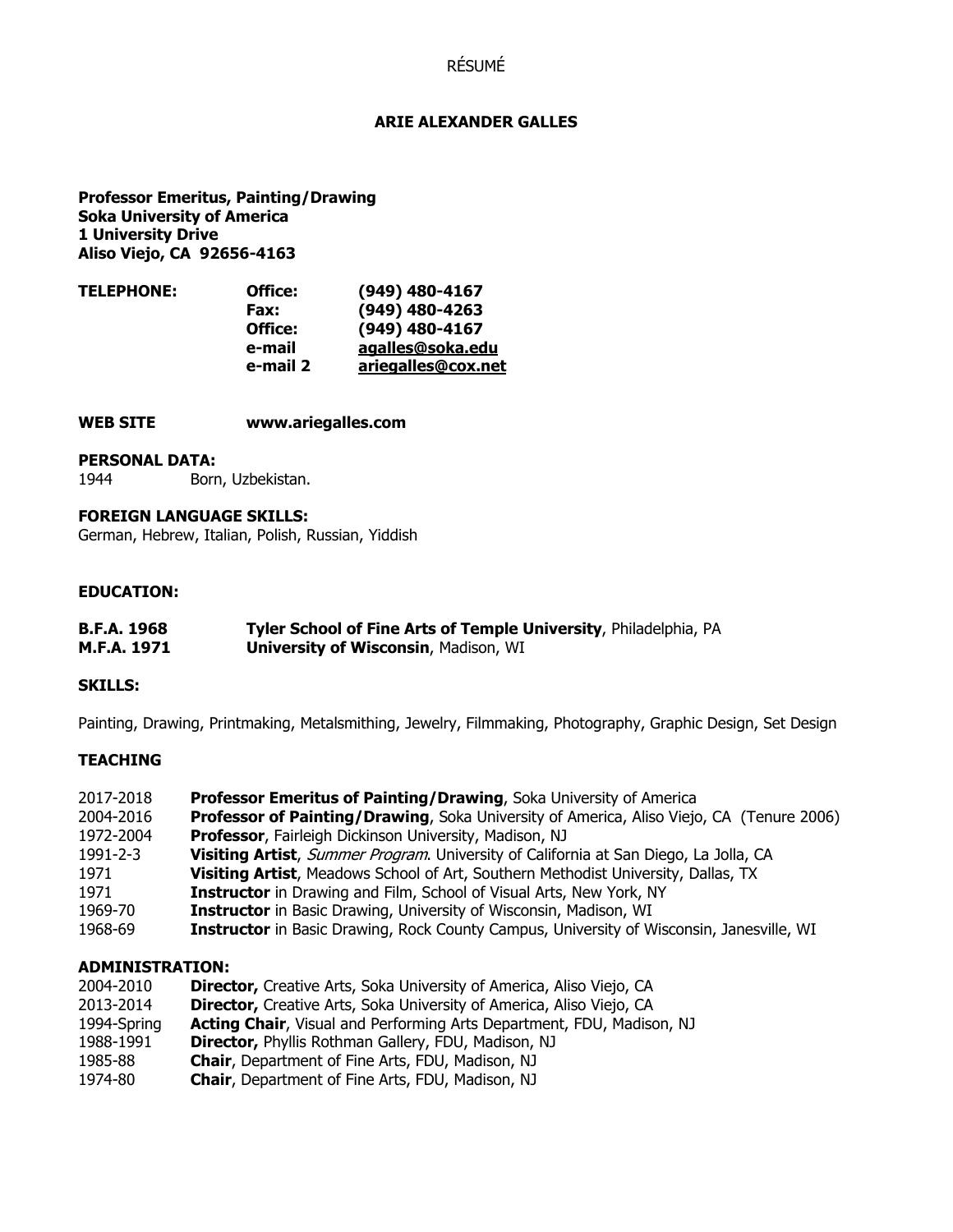RÉSUMÉ

# ARIE ALEXANDER GALLES

**Professor Emeritus, Painting/Drawing**
**Soka University of America**
**1 University Drive**
**Aliso Viejo, CA 92656-4163**

| **TELEPHONE:** | **Office:** | **(949) 480-4167** |
|---|---|---|
| | **Fax:** | **(949) 480-4263** |
| | **Office:** | **(949) 480-4167** |
| | **e-mail** | **agalles@soka.edu** |
| | **e-mail 2** | **ariegalles@cox.net** |

**WEB SITE** **www.ariegalles.com**

**PERSONAL DATA:**
1944 Born, Uzbekistan.

**FOREIGN LANGUAGE SKILLS:**
German, Hebrew, Italian, Polish, Russian, Yiddish

**EDUCATION:**

| | |
|---|---|
| **B.F.A. 1968** | **Tyler School of Fine Arts of Temple University**, Philadelphia, PA |
| **M.F.A. 1971** | **University of Wisconsin**, Madison, WI |

**SKILLS:**

Painting, Drawing, Printmaking, Metalsmithing, Jewelry, Filmmaking, Photography, Graphic Design, Set Design

**TEACHING**

| | |
|---|---|
| 2017-2018 | **Professor Emeritus of Painting/Drawing**, Soka University of America |
| 2004-2016 | **Professor of Painting/Drawing**, Soka University of America, Aliso Viejo, CA (Tenure 2006) |
| 1972-2004 | **Professor**, Fairleigh Dickinson University, Madison, NJ |
| 1991-2-3 | **Visiting Artist**, *Summer Program*. University of California at San Diego, La Jolla, CA |
| 1971 | **Visiting Artist**, Meadows School of Art, Southern Methodist University, Dallas, TX |
| 1971 | **Instructor** in Drawing and Film, School of Visual Arts, New York, NY |
| 1969-70 | **Instructor** in Basic Drawing, University of Wisconsin, Madison, WI |
| 1968-69 | **Instructor** in Basic Drawing, Rock County Campus, University of Wisconsin, Janesville, WI |

**ADMINISTRATION:**

| | |
|---|---|
| 2004-2010 | **Director,** Creative Arts, Soka University of America, Aliso Viejo, CA |
| 2013-2014 | **Director,** Creative Arts, Soka University of America, Aliso Viejo, CA |
| 1994-Spring | **Acting Chair**, Visual and Performing Arts Department, FDU, Madison, NJ |
| 1988-1991 | **Director,** Phyllis Rothman Gallery, FDU, Madison, NJ |
| 1985-88 | **Chair**, Department of Fine Arts, FDU, Madison, NJ |
| 1974-80 | **Chair**, Department of Fine Arts, FDU, Madison, NJ |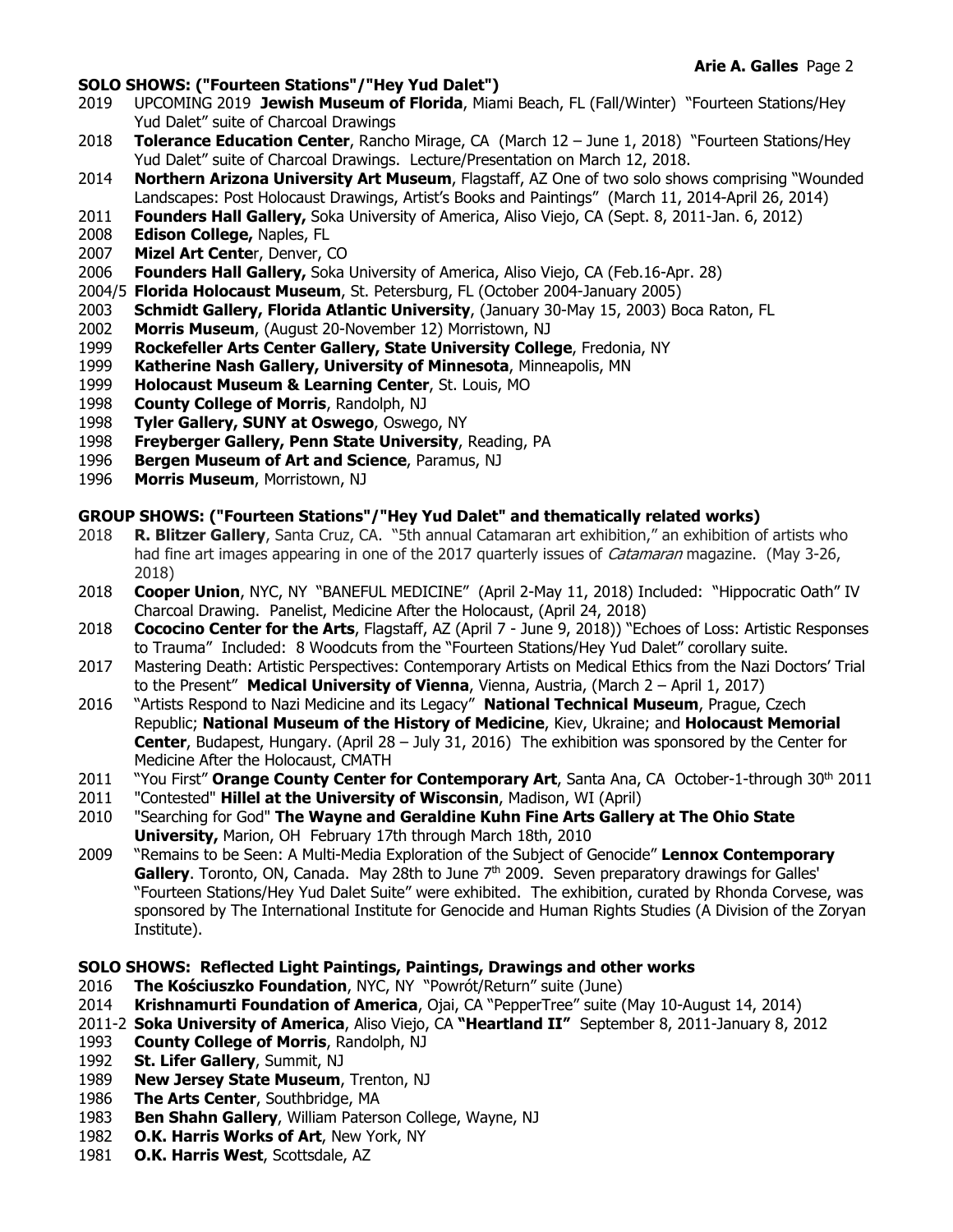## SOLO SHOWS: ("Fourteen Stations"/"Hey Yud Dalet")

2019 UPCOMING 2019 **Jewish Museum of Florida**, Miami Beach, FL (Fall/Winter) "Fourteen Stations/Hey Yud Dalet" suite of Charcoal Drawings
2018 **Tolerance Education Center**, Rancho Mirage, CA (March 12 – June 1, 2018) "Fourteen Stations/Hey Yud Dalet" suite of Charcoal Drawings. Lecture/Presentation on March 12, 2018.
2014 **Northern Arizona University Art Museum**, Flagstaff, AZ One of two solo shows comprising "Wounded Landscapes: Post Holocaust Drawings, Artist's Books and Paintings" (March 11, 2014-April 26, 2014)
2011 **Founders Hall Gallery,** Soka University of America, Aliso Viejo, CA (Sept. 8, 2011-Jan. 6, 2012)
2008 **Edison College,** Naples, FL
2007 **Mizel Art Cente**r, Denver, CO
2006 **Founders Hall Gallery,** Soka University of America, Aliso Viejo, CA (Feb.16-Apr. 28)
2004/5 **Florida Holocaust Museum**, St. Petersburg, FL (October 2004-January 2005)
2003 **Schmidt Gallery, Florida Atlantic University**, (January 30-May 15, 2003) Boca Raton, FL
2002 **Morris Museum**, (August 20-November 12) Morristown, NJ
1999 **Rockefeller Arts Center Gallery, State University College**, Fredonia, NY
1999 **Katherine Nash Gallery, University of Minnesota**, Minneapolis, MN
1999 **Holocaust Museum & Learning Center**, St. Louis, MO
1998 **County College of Morris**, Randolph, NJ
1998 **Tyler Gallery, SUNY at Oswego**, Oswego, NY
1998 **Freyberger Gallery, Penn State University**, Reading, PA
1996 **Bergen Museum of Art and Science**, Paramus, NJ
1996 **Morris Museum**, Morristown, NJ

## GROUP SHOWS: ("Fourteen Stations"/"Hey Yud Dalet" and thematically related works)

2018 **R. Blitzer Gallery**, Santa Cruz, CA. "5th annual Catamaran art exhibition," an exhibition of artists who had fine art images appearing in one of the 2017 quarterly issues of *Catamaran* magazine. (May 3-26, 2018)
2018 **Cooper Union**, NYC, NY "BANEFUL MEDICINE" (April 2-May 11, 2018) Included: "Hippocratic Oath" IV Charcoal Drawing. Panelist, Medicine After the Holocaust, (April 24, 2018)
2018 **Cococino Center for the Arts**, Flagstaff, AZ (April 7 - June 9, 2018)) "Echoes of Loss: Artistic Responses to Trauma" Included: 8 Woodcuts from the "Fourteen Stations/Hey Yud Dalet" corollary suite.
2017 Mastering Death: Artistic Perspectives: Contemporary Artists on Medical Ethics from the Nazi Doctors' Trial to the Present" **Medical University of Vienna**, Vienna, Austria, (March 2 – April 1, 2017)
2016 "Artists Respond to Nazi Medicine and its Legacy" **National Technical Museum**, Prague, Czech Republic; **National Museum of the History of Medicine**, Kiev, Ukraine; and **Holocaust Memorial Center**, Budapest, Hungary. (April 28 – July 31, 2016) The exhibition was sponsored by the Center for Medicine After the Holocaust, CMATH
2011 "You First" **Orange County Center for Contemporary Art**, Santa Ana, CA October-1-through 30th 2011
2011 "Contested" **Hillel at the University of Wisconsin**, Madison, WI (April)
2010 "Searching for God" **The Wayne and Geraldine Kuhn Fine Arts Gallery at The Ohio State University,** Marion, OH February 17th through March 18th, 2010
2009 "Remains to be Seen: A Multi-Media Exploration of the Subject of Genocide" **Lennox Contemporary Gallery**. Toronto, ON, Canada. May 28th to June 7th 2009. Seven preparatory drawings for Galles' "Fourteen Stations/Hey Yud Dalet Suite" were exhibited. The exhibition, curated by Rhonda Corvese, was sponsored by The International Institute for Genocide and Human Rights Studies (A Division of the Zoryan Institute).

## SOLO SHOWS: Reflected Light Paintings, Paintings, Drawings and other works

2016 **The Kościuszko Foundation**, NYC, NY "Powrót/Return" suite (June)
2014 **Krishnamurti Foundation of America**, Ojai, CA "PepperTree" suite (May 10-August 14, 2014)
2011-2 **Soka University of America**, Aliso Viejo, CA **"Heartland II"** September 8, 2011-January 8, 2012
1993 **County College of Morris**, Randolph, NJ
1992 **St. Lifer Gallery**, Summit, NJ
1989 **New Jersey State Museum**, Trenton, NJ
1986 **The Arts Center**, Southbridge, MA
1983 **Ben Shahn Gallery**, William Paterson College, Wayne, NJ
1982 **O.K. Harris Works of Art**, New York, NY
1981 **O.K. Harris West**, Scottsdale, AZ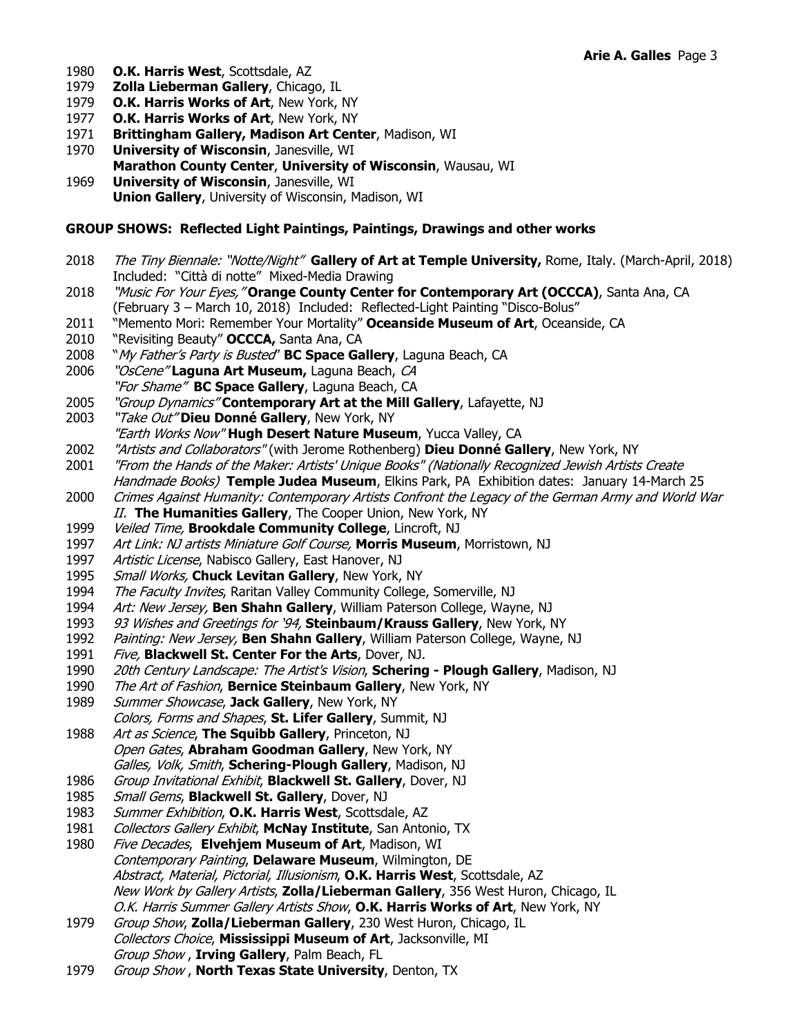1980 **O.K. Harris West**, Scottsdale, AZ
1979 **Zolla Lieberman Gallery**, Chicago, IL
1979 **O.K. Harris Works of Art**, New York, NY
1977 **O.K. Harris Works of Art**, New York, NY
1971 **Brittingham Gallery, Madison Art Center**, Madison, WI
1970 **University of Wisconsin**, Janesville, WI
**Marathon County Center**, **University of Wisconsin**, Wausau, WI
1969 **University of Wisconsin**, Janesville, WI
**Union Gallery**, University of Wisconsin, Madison, WI

**GROUP SHOWS: Reflected Light Paintings, Paintings, Drawings and other works**

2018 *The Tiny Biennale: "Notte/Night"* **Gallery of Art at Temple University,** Rome, Italy. (March-April, 2018) Included: "Città di notte" Mixed-Media Drawing
2018 *"Music For Your Eyes,"* **Orange County Center for Contemporary Art (OCCCA)**, Santa Ana, CA (February 3 – March 10, 2018) Included: Reflected-Light Painting "Disco-Bolus"
2011 "Memento Mori: Remember Your Mortality" **Oceanside Museum of Art**, Oceanside, CA
2010 "Revisiting Beauty" **OCCCA,** Santa Ana, CA
2008 "*My Father's Party is Busted*" **BC Space Gallery**, Laguna Beach, CA
2006 *"OsCene"* **Laguna Art Museum,** Laguna Beach, *CA*
*"For Shame"* **BC Space Gallery**, Laguna Beach, CA
2005 *"Group Dynamics"* **Contemporary Art at the Mill Gallery**, Lafayette, NJ
2003 *"Take Out"* **Dieu Donné Gallery**, New York, NY
*"Earth Works Now"* **Hugh Desert Nature Museum**, Yucca Valley, CA
2002 *"Artists and Collaborators"* (with Jerome Rothenberg) **Dieu Donné Gallery**, New York, NY
2001 *"From the Hands of the Maker: Artists' Unique Books" (Nationally Recognized Jewish Artists Create Handmade Books)* **Temple Judea Museum**, Elkins Park, PA Exhibition dates: January 14-March 25
2000 *Crimes Against Humanity: Contemporary Artists Confront the Legacy of the German Army and World War II.* **The Humanities Gallery**, The Cooper Union, New York, NY
1999 *Veiled Time,* **Brookdale Community College**, Lincroft, NJ
1997 *Art Link: NJ artists Miniature Golf Course,* **Morris Museum**, Morristown, NJ
1997 *Artistic License*, Nabisco Gallery, East Hanover, NJ
1995 *Small Works,* **Chuck Levitan Gallery**, New York, NY
1994 *The Faculty Invites*, Raritan Valley Community College, Somerville, NJ
1994 *Art: New Jersey,* **Ben Shahn Gallery**, William Paterson College, Wayne, NJ
1993 *93 Wishes and Greetings for '94,* **Steinbaum/Krauss Gallery**, New York, NY
1992 *Painting: New Jersey,* **Ben Shahn Gallery**, William Paterson College, Wayne, NJ
1991 *Five,* **Blackwell St. Center For the Arts**, Dover, NJ.
1990 *20th Century Landscape: The Artist's Vision*, **Schering - Plough Gallery**, Madison, NJ
1990 *The Art of Fashion*, **Bernice Steinbaum Gallery**, New York, NY
1989 *Summer Showcase*, **Jack Gallery**, New York, NY
*Colors, Forms and Shapes*, **St. Lifer Gallery**, Summit, NJ
1988 *Art as Science*, **The Squibb Gallery**, Princeton, NJ
*Open Gates*, **Abraham Goodman Gallery**, New York, NY
*Galles, Volk, Smith*, **Schering-Plough Gallery**, Madison, NJ
1986 *Group Invitational Exhibit*, **Blackwell St. Gallery**, Dover, NJ
1985 *Small Gems*, **Blackwell St. Gallery**, Dover, NJ
1983 *Summer Exhibition*, **O.K. Harris West**, Scottsdale, AZ
1981 *Collectors Gallery Exhibit*, **McNay Institute**, San Antonio, TX
1980 *Five Decades*, **Elvehjem Museum of Art**, Madison, WI
*Contemporary Painting*, **Delaware Museum**, Wilmington, DE
*Abstract, Material, Pictorial, Illusionism*, **O.K. Harris West**, Scottsdale, AZ
*New Work by Gallery Artists*, **Zolla/Lieberman Gallery**, 356 West Huron, Chicago, IL
*O.K. Harris Summer Gallery Artists Show*, **O.K. Harris Works of Art**, New York, NY
1979 *Group Show*, **Zolla/Lieberman Gallery**, 230 West Huron, Chicago, IL
*Collectors Choice*, **Mississippi Museum of Art**, Jacksonville, MI
*Group Show* , **Irving Gallery**, Palm Beach, FL
1979 *Group Show* , **North Texas State University**, Denton, TX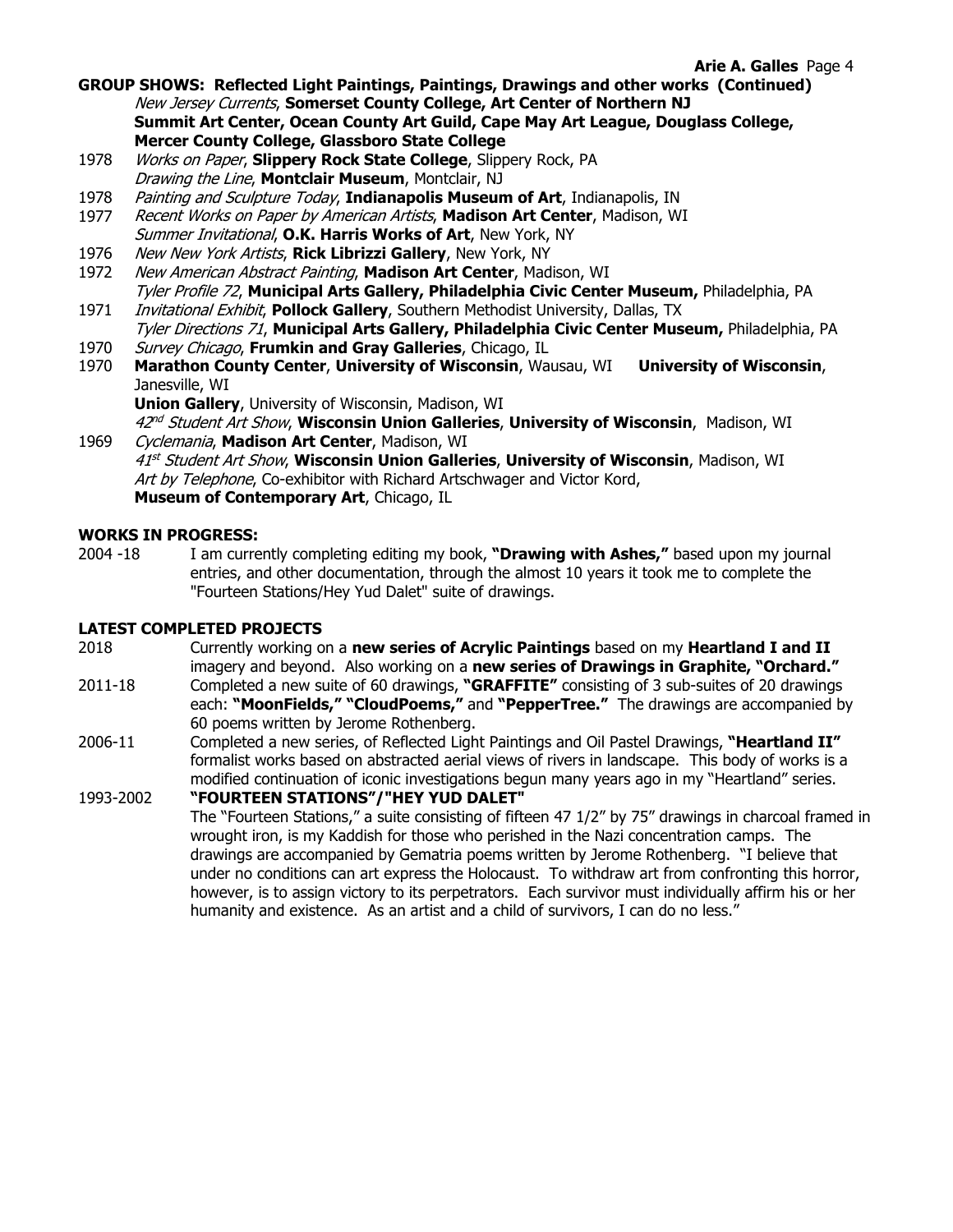**GROUP SHOWS: Reflected Light Paintings, Paintings, Drawings and other works (Continued)**

*New Jersey Currents*, **Somerset County College, Art Center of Northern NJ Summit Art Center, Ocean County Art Guild, Cape May Art League, Douglass College, Mercer County College, Glassboro State College**

1978 *Works on Paper*, **Slippery Rock State College**, Slippery Rock, PA
*Drawing the Line*, **Montclair Museum**, Montclair, NJ

1978 *Painting and Sculpture Today*, **Indianapolis Museum of Art**, Indianapolis, IN

1977 *Recent Works on Paper by American Artists*, **Madison Art Center**, Madison, WI
*Summer Invitational*, **O.K. Harris Works of Art**, New York, NY

1976 *New New York Artists*, **Rick Librizzi Gallery**, New York, NY

1972 *New American Abstract Painting*, **Madison Art Center**, Madison, WI
*Tyler Profile 72*, **Municipal Arts Gallery, Philadelphia Civic Center Museum,** Philadelphia, PA

1971 *Invitational Exhibit*, **Pollock Gallery**, Southern Methodist University, Dallas, TX
*Tyler Directions 71*, **Municipal Arts Gallery, Philadelphia Civic Center Museum,** Philadelphia, PA

1970 *Survey Chicago*, **Frumkin and Gray Galleries**, Chicago, IL

1970 **Marathon County Center**, **University of Wisconsin**, Wausau, WI **University of Wisconsin**, Janesville, WI
**Union Gallery**, University of Wisconsin, Madison, WI
*42nd Student Art Show*, **Wisconsin Union Galleries**, **University of Wisconsin**, Madison, WI

1969 *Cyclemania*, **Madison Art Center**, Madison, WI
*41st Student Art Show*, **Wisconsin Union Galleries**, **University of Wisconsin**, Madison, WI
*Art by Telephone*, Co-exhibitor with Richard Artschwager and Victor Kord, **Museum of Contemporary Art**, Chicago, IL

**WORKS IN PROGRESS:**

2004 -18 I am currently completing editing my book, **"Drawing with Ashes,"** based upon my journal entries, and other documentation, through the almost 10 years it took me to complete the "Fourteen Stations/Hey Yud Dalet" suite of drawings.

**LATEST COMPLETED PROJECTS**

2018 Currently working on a **new series of Acrylic Paintings** based on my **Heartland I and II** imagery and beyond. Also working on a **new series of Drawings in Graphite, "Orchard."**

2011-18 Completed a new suite of 60 drawings, **"GRAFFITE"** consisting of 3 sub-suites of 20 drawings each: **"MoonFields," "CloudPoems,"** and **"PepperTree."** The drawings are accompanied by 60 poems written by Jerome Rothenberg.

2006-11 Completed a new series, of Reflected Light Paintings and Oil Pastel Drawings, **"Heartland II"** formalist works based on abstracted aerial views of rivers in landscape. This body of works is a modified continuation of iconic investigations begun many years ago in my "Heartland" series.

1993-2002 **"FOURTEEN STATIONS"/"HEY YUD DALET"**
The "Fourteen Stations," a suite consisting of fifteen 47 1/2" by 75" drawings in charcoal framed in wrought iron, is my Kaddish for those who perished in the Nazi concentration camps. The drawings are accompanied by Gematria poems written by Jerome Rothenberg. "I believe that under no conditions can art express the Holocaust. To withdraw art from confronting this horror, however, is to assign victory to its perpetrators. Each survivor must individually affirm his or her humanity and existence. As an artist and a child of survivors, I can do no less."